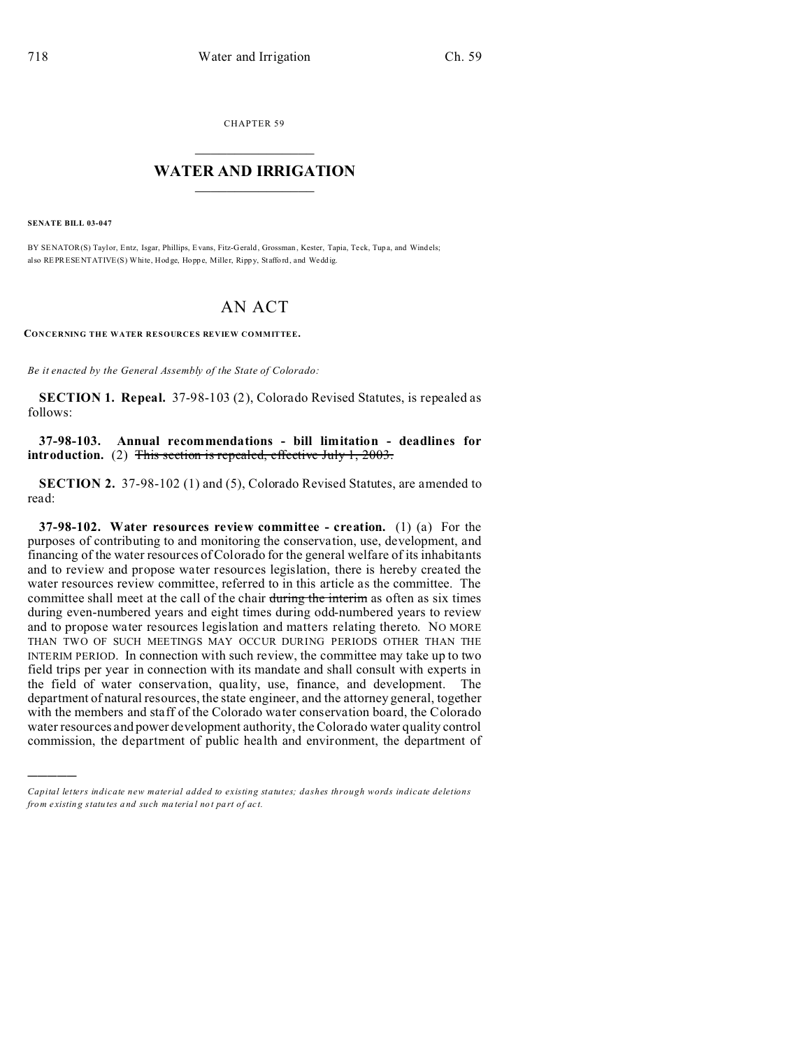CHAPTER 59

# WATER AND IRRIGATION

**SENATE BILL 03-047**

BY SENATOR(S) Taylor, Entz, Isgar, Phillips, Evans, Fitz-Gerald, Grossman, Kester, Tapia, Teck, Tupa, and Windels;
also REPRESENTATIVE(S) White, Hodge, Hoppe, Miller, Rippy, Stafford, and Weddig.

# AN ACT

**CONCERNING THE WATER RESOURCES REVIEW COMMITTEE.**

*Be it enacted by the General Assembly of the State of Colorado:*

**SECTION 1. Repeal.** 37-98-103 (2), Colorado Revised Statutes, is repealed as follows:

**37-98-103. Annual recommendations - bill limitation - deadlines for introduction.** (2) ~~This section is repealed, effective July 1, 2003.~~

**SECTION 2.** 37-98-102 (1) and (5), Colorado Revised Statutes, are amended to read:

**37-98-102. Water resources review committee - creation.** (1) (a) For the purposes of contributing to and monitoring the conservation, use, development, and financing of the water resources of Colorado for the general welfare of its inhabitants and to review and propose water resources legislation, there is hereby created the water resources review committee, referred to in this article as the committee. The committee shall meet at the call of the chair ~~during the interim~~ as often as six times during even-numbered years and eight times during odd-numbered years to review and to propose water resources legislation and matters relating thereto. NO MORE THAN TWO OF SUCH MEETINGS MAY OCCUR DURING PERIODS OTHER THAN THE INTERIM PERIOD. In connection with such review, the committee may take up to two field trips per year in connection with its mandate and shall consult with experts in the field of water conservation, quality, use, finance, and development. The department of natural resources, the state engineer, and the attorney general, together with the members and staff of the Colorado water conservation board, the Colorado water resources and power development authority, the Colorado water quality control commission, the department of public health and environment, the department of

---

*Capital letters indicate new material added to existing statutes; dashes through words indicate deletions from existing statutes and such material not part of act.*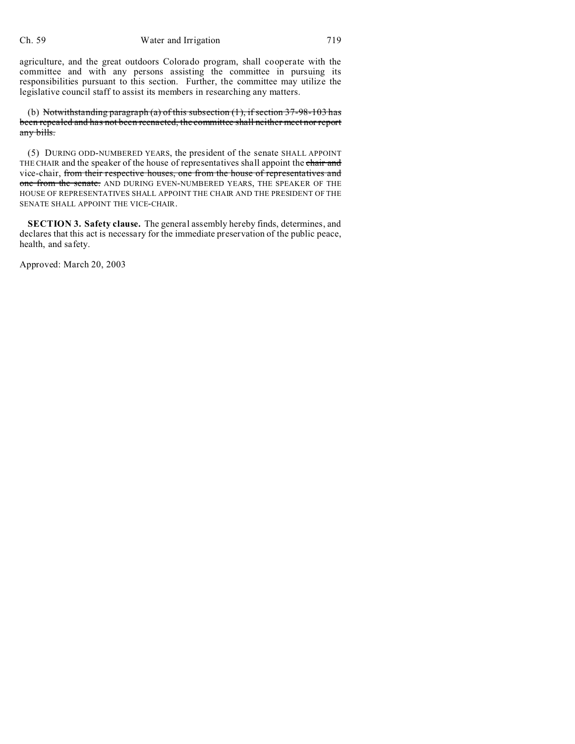agriculture, and the great outdoors Colorado program, shall cooperate with the committee and with any persons assisting the committee in pursuing its responsibilities pursuant to this section. Further, the committee may utilize the legislative council staff to assist its members in researching any matters.

(b) ~~Notwithstanding paragraph (a) of this subsection (1), if section 37-98-103 has been repealed and has not been reenacted, the committee shall neither meet nor report any bills.~~

(5) DURING ODD-NUMBERED YEARS, the president of the senate SHALL APPOINT THE CHAIR and the speaker of the house of representatives shall appoint the ~~chair and~~ vice-chair, ~~from their respective houses, one from the house of representatives and one from the senate.~~ AND DURING EVEN-NUMBERED YEARS, THE SPEAKER OF THE HOUSE OF REPRESENTATIVES SHALL APPOINT THE CHAIR AND THE PRESIDENT OF THE SENATE SHALL APPOINT THE VICE-CHAIR.

**SECTION 3. Safety clause.** The general assembly hereby finds, determines, and declares that this act is necessary for the immediate preservation of the public peace, health, and safety.

Approved: March 20, 2003